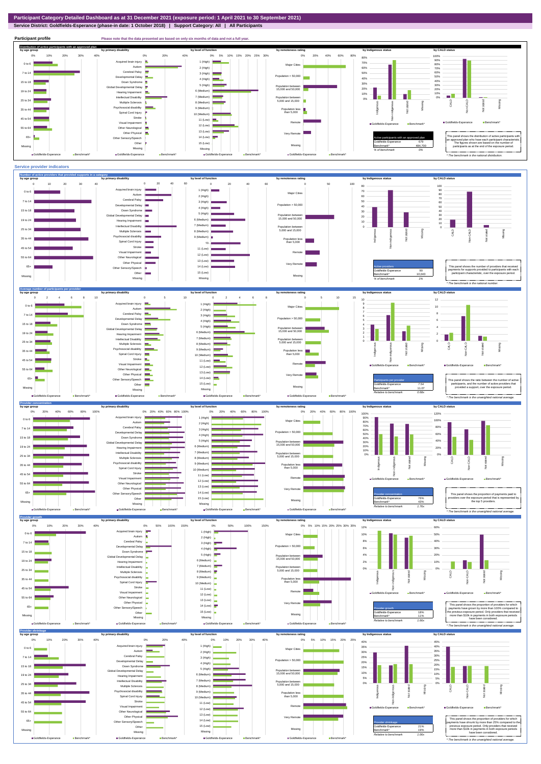# Participant Category Detailed Dashboard as at 31 December 2021 (exposure period: 1 April 2021 to 30 September 2021)

**Service District: Goldfields-Esperance (phase-in date: 1 October 2018) | Support Category: All | All Participants**

## Participant profile

Please note that the data presented are based on only six months of data and not a full year.

### Distribution of active participants with an approved plan

by age group | by primary disability | by level of function | by remoteness rating | by Indigenous status | by CALD status

| Active participants with an approved plan | |
|---|---|
| Goldfields-Esperance | 679 |
| Benchmark* | 484,700 |
| % of benchmark | 0% |

This panel shows the distribution of active participants with an approved plan who have each participant characteristic. The figures shown are based on the number of participants as at the end of the exposure period.

\* The benchmark is the national distribution.

## Service provider indicators

### Number of active providers that provided supports in a category

| Active providers | |
|---|---|
| Goldfields-Esperance | 90 |
| Benchmark* | 10,043 |
| % of benchmark | 1% |

This panel shows the number of providers that received payments for supports provided to participants with each participant characteristic, over the exposure period.

\* The benchmark is the national number.

### Average number of participants per provider

| Participants per provider | |
|---|---|
| Goldfields-Esperance | 7.54 |
| Benchmark* | 11.07 |
| Relative to benchmark | 0.68x |

This panel shows the ratio between the number of active participants, and the number of active providers that provided a support, over the exposure period.

\* The benchmark is the unweighted national average.

### Provider concentration

| Provider concentration | |
|---|---|
| Goldfields-Esperance | 76% |
| Benchmark* | 43% |
| Relative to benchmark | 1.76x |

This panel shows the proportion of payments paid to providers over the exposure period that is represented by the top 5 providers.

\* The benchmark is the unweighted national average.

### Provider growth

| Provider growth | |
|---|---|
| Goldfields-Esperance | 18% |
| Benchmark* | 11% |
| Relative to benchmark | 1.66x |

This panel shows the proportion of providers for which payments have grown by more than 100% compared to the previous exposure period. Only providers that received more than $10k in payments in both exposure periods have been considered.

\* The benchmark is the unweighted national average.

### Provider shrinkage

| Provider shrinkage | |
|---|---|
| Goldfields-Esperance | 21% |
| Benchmark* | 19% |
| Relative to benchmark | 1.06x |

This panel shows the proportion of providers for which payments have shrunk by more than 25% compared to the previous exposure period. Only providers that received more than $10k in payments in both exposure periods have been considered.

\* The benchmark is the unweighted national average.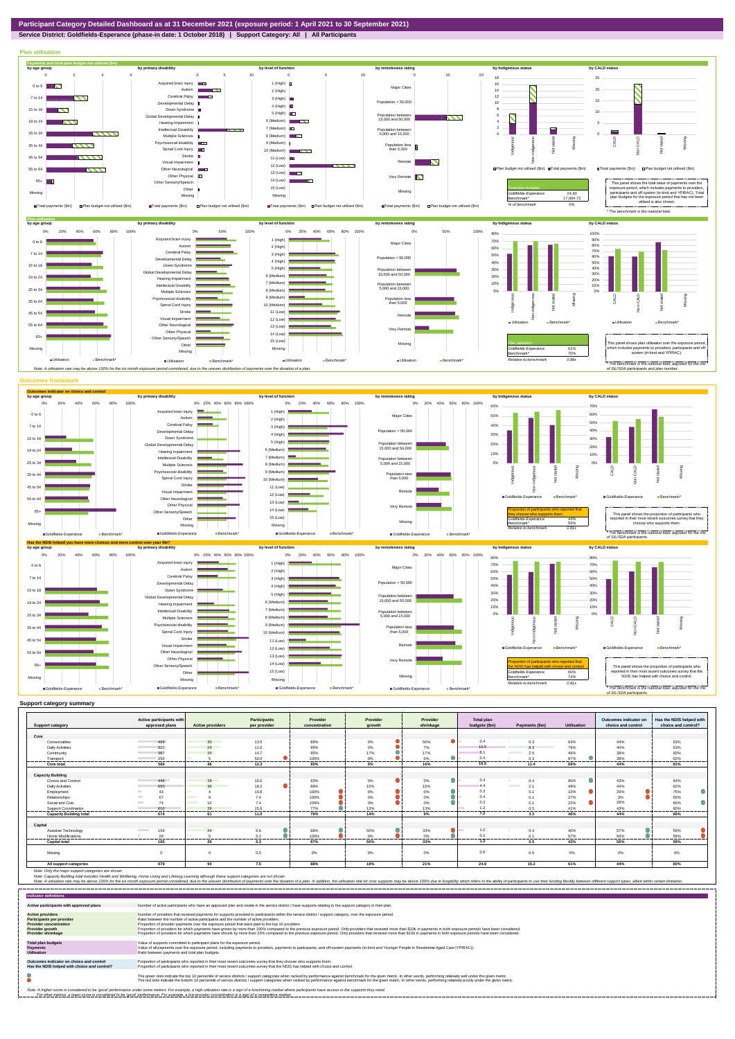# Participant Category Detailed Dashboard as at 31 December 2021 (exposure period: 1 April 2021 to 30 September 2021)

**Service District: Goldfields-Esperance (phase-in date: 1 October 2018) | Support Category: All | All Participants**

## Plan utilisation

### Payments and total plan budget not utilised ($m)

| Total plan budgets | |
|---|---|
| Goldfields-Esperance | 24.83 |
| Benchmark* | 17,064.72 |
| % of benchmark | 0% |

This panel shows the total value of payments over the exposure period, which includes payments to providers, participants and off-system (in-kind and YPIRAC). Total plan budgets for the exposure period that has not been utilised is also shown.

\* The benchmark is the national total.

### Plan utilisation

| Plan utilisation | |
|---|---|
| Goldfields-Esperance | 61% |
| Benchmark* | 70% |
| Relative to benchmark | 0.88x |

This panel shows plan utilisation over the exposure period, which includes payments to providers, participants and off-system (in-kind and YPIRAC).

\* The benchmark is the national total, adjusted for the mix of SIL/SDA participants and plan number.

Note: A utilisation rate may be above 100% for the six month exposure period considered, due to the uneven distribution of payments over the duration of a plan.

## Outcomes framework

### Outcomes indicator on choice and control

| Proportion of participants who reported that they choose who supports them | |
|---|---|
| Goldfields-Esperance | 44% |
| Benchmark* | 55% |
| Relative to benchmark | 0.81x |

This panel shows the proportion of participants who reported in their most recent outcomes survey that they choose who supports them.

\* The benchmark is the national total, adjusted for the mix of SIL/SDA participants.

### Has the NDIS helped you have more choices and more control over your life?

| Proportion of participants who reported that the NDIS has helped with choice and control | |
|---|---|
| Goldfields-Esperance | 60% |
| Benchmark* | 74% |
| Relative to benchmark | 0.81x |

This panel shows the proportion of participants who reported in their most recent outcomes survey that the NDIS has helped with choice and control.

\* The benchmark is the national total, adjusted for the mix of SIL/SDA participants.

## Support category summary

| Support category | Active participants with approved plans | Active providers | Participants per provider | Provider concentration | Provider growth | Provider shrinkage | Total plan budgets ($m) | Payments ($m) | Utilisation | Outcomes indicator on choice and control | Has the NDIS helped with choice and control? |
|---|---|---|---|---|---|---|---|---|---|---|---|
| **Core** | | | | | | | | | | | |
| Consumables | 406 | 30 | 13.5 | 89% | 0% | 50% | 0.4 | 0.3 | 63% | 44% | 63% |
| Daily Activities | 320 | 29 | 11.0 | 96% | 0% | 7% | 10.5 | 8.3 | 79% | 40% | 63% |
| Community | 367 | 25 | 14.7 | 95% | 17% | 17% | 5.1 | 2.5 | 49% | 38% | 60% |
| Transport | 250 | 5 | 50.0 | 100% | 0% | 0% | 0.4 | 0.3 | 87% | 38% | 62% |
| **Core total** | **566** | **46** | **12.3** | **95%** | **5%** | **16%** | **16.5** | **11.4** | **69%** | **44%** | **61%** |
| **Capacity Building** | | | | | | | | | | | |
| Choice and Control | 449 | 28 | 16.0 | 93% | 0% | 0% | 0.4 | 0.4 | 95% | 43% | 64% |
| Daily Activities | 655 | 36 | 18.2 | 88% | 15% | 15% | 4.4 | 2.1 | 49% | 44% | 62% |
| Employment | 43 | 4 | 10.8 | 100% | 0% | 0% | 0.3 | 0.1 | 22% | 26% | 75% |
| Relationships | 67 | 9 | 7.4 | 100% | 0% | 0% | 0.4 | 0.1 | 27% | 3% | 65% |
| Social and Civic | 74 | 10 | 7.4 | 100% | 0% | 0% | 0.3 | 0.1 | 22% | 28% | 65% |
| Support Coordination | 610 | 39 | 15.6 | 77% | 13% | 13% | 1.2 | 0.5 | 41% | 43% | 60% |
| **Capacity Building total** | **674** | **61** | **11.0** | **75%** | **14%** | **9%** | **7.2** | **3.3** | **46%** | **44%** | **60%** |
| **Capital** | | | | | | | | | | | |
| Assistive Technology | 159 | 24 | 6.6 | 88% | 50% | 33% | 1.0 | 0.4 | 40% | 57% | 59% |
| Home Modifications | 26 | 5 | 5.2 | 100% | 0% | 0% | 0.2 | 0.1 | 57% | 56% | 59% |
| **Capital total** | **165** | **26** | **6.3** | **87%** | **50%** | **33%** | **1.2** | **0.5** | **43%** | **56%** | **59%** |
| Missing | 0 | 0 | 0.0 | 0% | 0% | 0% | 0.0 | 0.0 | 0% | 0% | 0% |
| **All support categories** | **679** | **90** | **7.5** | **88%** | **18%** | **21%** | **24.8** | **15.2** | **61%** | **44%** | **60%** |

Note: Only the major support categories are shown.

Note: Capacity Building total includes Health and Wellbeing, Home Living and Lifelong Learning although these support categories are not shown.

Note: A utilisation rate may be above 100% for the six month exposure period considered, due to the uneven distribution of payments over the duration of a plan. In addition, the utilisation rate for core supports may be above 100% due to fungibility which refers to the ability of participants to use their funding flexibly between different support types, albeit within certain limitation.

## Indicator definitions

| Indicator | Definition |
|---|---|
| Active participants with approved plans | Number of active participants who have an approved plan and reside in the service district / have supports relating to the support category in their plan. |
| Active providers | Number of providers that received payments for supports provided to participants within the service district / support category, over the exposure period. |
| Participants per provider | Ratio between the number of active participants and the number of active providers. |
| Provider concentration | Proportion of provider payments over the exposure period that were paid to the top 10 providers. |
| Provider growth | Proportion of providers for which payments have grown by more than 100% compared to the previous exposure period. Only providers that received more than $10k in payments in both exposure periods have been considered. |
| Provider shrinkage | Proportion of providers for which payments have shrunk by more than 25% compared to the previous exposure period. Only providers that received more than $10k in payments in both exposure periods have been considered. |
| Total plan budgets | Value of supports committed in participant plans for the exposure period. |
| Payments | Value of all payments over the exposure period, including payments to providers, payments to participants, and off-system payments (in-kind and Younger People In Residential Aged Care (YPIRAC)). |
| Utilisation | Ratio between payments and total plan budgets. |
| Outcomes indicator on choice and control | Proportion of participants who reported in their most recent outcomes survey that they choose who supports them. |
| Has the NDIS helped with choice and control? | Proportion of participants who reported in their most recent outcomes survey that the NDIS has helped with choice and control. |

The green dots indicate the top 10 percentile of service districts / support categories when ranked by performance against benchmark for the given metric. In other words, performing relatively well under the given metric.

The red dots indicate the bottom 10 percentile of service districts / support categories when ranked by performance against benchmark for the given metric. In other words, performing relatively poorly under the given metric.

Note: A higher score is considered to be 'good' performance under some metrics. For example, a high utilisation rate is a sign of a functioning market where participants have access to the supports they need.
For other metrics, a lower score is considered to be 'good' performance. For example, a low provider concentration is a sign of a competitive market.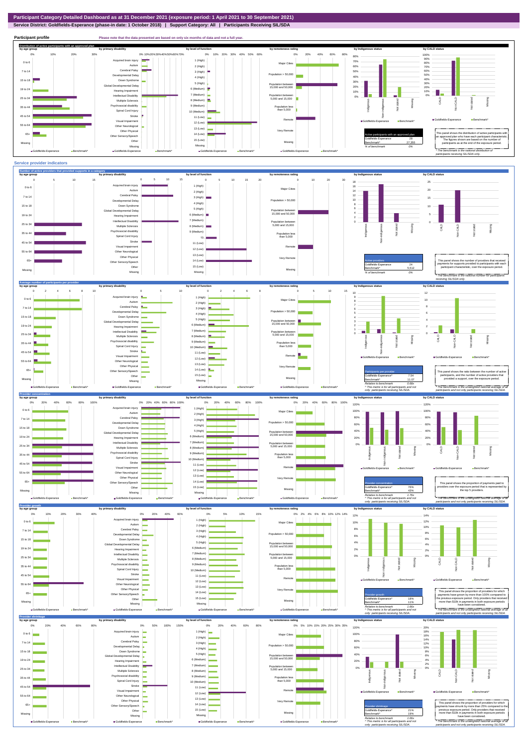**Participant Category Detailed Dashboard as at 31 December 2021 (exposure period: 1 April 2021 to 30 September 2021)**

**Service District: Goldfields-Esperance (phase-in date: 1 October 2018) | Support Category: All | Participants Receiving SIL/SDA**

## Participant profile

Please note that the data presented are based on only six months of data and not a full year.

### Distribution of active participants with an approved plan

| Active participants with an approved plan | |
|---|---|
| Goldfields-Esperance | 28 |
| Benchmark* | 27,355 |
| % of benchmark | 0% |

This panel shows the distribution of active participants with an approved plan who have each participant characteristic. The figures shown are based on the number of participants as at the end of the exposure period.

*The benchmark is the national distribution of participants receiving SIL/SDA only.

## Service provider indicators

### Number of active providers that provided supports in a category

| Active providers | |
|---|---|
| Goldfields-Esperance | 24 |
| Benchmark* | 5,512 |
| % of benchmark | 0% |

This panel shows the number of providers that received payments for supports provided to participants with each participant characteristic, over the exposure period.

*The benchmark is the national number of providers receiving SIL/SDA only.

### Average number of participants per provider

| Participants per provider | |
|---|---|
| Goldfields-Esperance^ | 7.54 |
| Benchmark* | 11.07 |
| Relative to benchmark | 0.68x |

^This metric is for all participants and not only participants receiving SIL/SDA.

This panel shows the ratio between the number of active participants, and the number of active providers that provided a support, over the exposure period.

*The benchmark is the unweighted national average of all participants and not only participants receiving SIL/SDA.

### Provider concentration

| Provider concentration | |
|---|---|
| Goldfields-Esperance^ | 76% |
| Benchmark* | 43% |
| Relative to benchmark | 1.76x |

^This metric is for all participants and not only participants receiving SIL/SDA.

This panel shows the proportion of payments paid to providers over the exposure period that is represented by the top 5 providers.

*The benchmark is the unweighted national average of all participants and not only participants receiving SIL/SDA.

### Provider growth

| Provider growth | |
|---|---|
| Goldfields-Esperance^ | 18% |
| Benchmark* | 11% |
| Relative to benchmark | 1.66x |

^This metric is for all participants and not only participants receiving SIL/SDA.

This panel shows the proportion of providers for which payments have grown by more than 100% compared to the previous exposure period. Only providers that received more than $10k in payments in both exposure periods have been considered.

*The benchmark is the unweighted national average of all participants and not only participants receiving SIL/SDA.

### Provider shrinkage

| Provider shrinkage | |
|---|---|
| Goldfields-Esperance^ | 21% |
| Benchmark* | 19% |
| Relative to benchmark | 1.06x |

^This metric is for all participants and not only participants receiving SIL/SDA.

This panel shows the proportion of providers for which payments have shrunk by more than 25% compared to the previous exposure period. Only providers that received more than $10k in payments in both exposure periods have been considered.

*The benchmark is the unweighted national average of all participants and not only participants receiving SIL/SDA.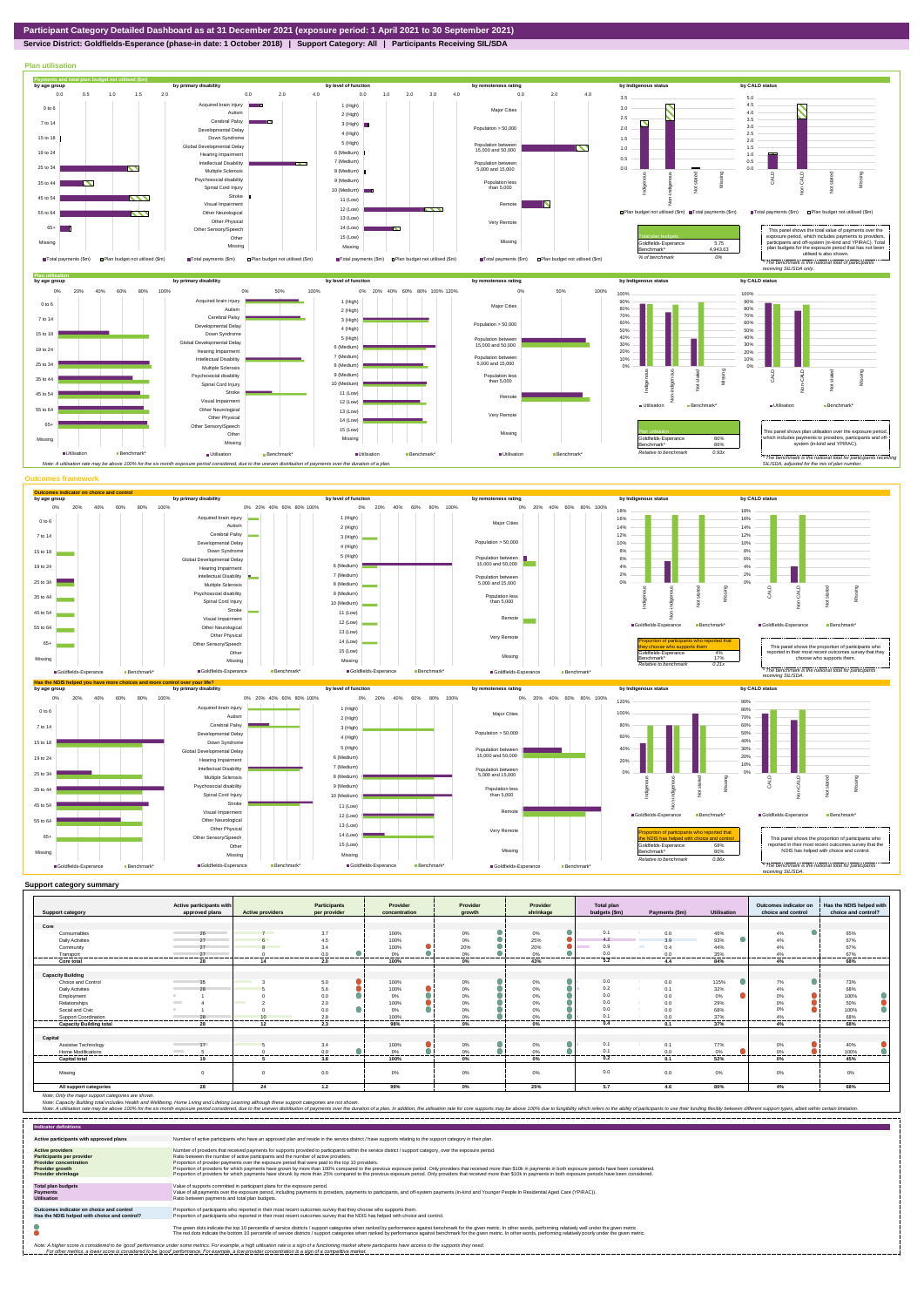# Participant Category Detailed Dashboard as at 31 December 2021 (exposure period: 1 April 2021 to 30 September 2021)

**Service District: Goldfields-Esperance (phase-in date: 1 October 2018) | Support Category: All | Participants Receiving SIL/SDA**

## Plan utilisation

### Payments and total plan budget not utilised ($m)

| Total plan budgets | |
|---|---|
| Goldfields-Esperance | 5.75 |
| Benchmark* | 4,943.63 |
| % of benchmark | 0% |

This panel shows the total value of payments over the exposure period, which includes payments to providers, participants and off-system (in-kind and YPIRAC). Total plan budgets for the exposure period that has not been utilised is also shown.

*The benchmark is the national total for participants receiving SIL/SDA only.

### Plan utilisation

| Plan utilisation | |
|---|---|
| Goldfields-Esperance | 80% |
| Benchmark* | 86% |
| Relative to benchmark | 0.93x |

This panel shows plan utilisation over the exposure period, which includes payments to providers, participants and off-system (in-kind and YPIRAC).

*The benchmark is the national total for participants receiving SIL/SDA, adjusted for the mix of plan number.

Note: A utilisation rate may be above 100% for the six month exposure period considered, due to the uneven distribution of payments over the duration of a plan.

## Outcomes framework

### Outcomes indicator on choice and control

| Proportion of participants who reported that they choose who supports them | |
|---|---|
| Goldfields-Esperance | 4% |
| Benchmark* | 17% |
| Relative to benchmark | 0.21x |

This panel shows the proportion of participants who reported in their most recent outcomes survey that they choose who supports them.

*The benchmark is the national total for participants receiving SIL/SDA.

### Has the NDIS helped you have more choices and more control over your life?

| Proportion of participants who reported that the NDIS has helped with choice and control | |
|---|---|
| Goldfields-Esperance | 68% |
| Benchmark* | 80% |
| Relative to benchmark | 0.86x |

This panel shows the proportion of participants who reported in their most recent outcomes survey that the NDIS has helped with choice and control.

*The benchmark is the national total for participants receiving SIL/SDA.

## Support category summary

| Support category | Active participants with approved plans | Active providers | Participants per provider | Provider concentration | Provider growth | Provider shrinkage | Total plan budgets ($m) | Payments ($m) | Utilisation | Outcomes indicator on choice and control | Has the NDIS helped with choice and control? |
|---|---|---|---|---|---|---|---|---|---|---|---|
| **Core** | | | | | | | | | | | |
| Consumables | 26 | 7 | 3.7 | 100% | 0% | 0% | 0.1 | 0.0 | 46% | 4% | 65% |
| Daily Activities | 27 | 6 | 4.5 | 100% | 0% | 25% | 4.2 | 3.9 | 93% | 4% | 67% |
| Community | 27 | 8 | 3.4 | 100% | 20% | 20% | 0.9 | 0.4 | 44% | 4% | 67% |
| Transport | 27 | 0 | 0.0 | 0% | 0% | 0% | 0.0 | 0.0 | 35% | 4% | 67% |
| **Core total** | **28** | **14** | **2.0** | **100%** | **0%** | **43%** | **5.3** | **4.4** | **84%** | **4%** | **68%** |
| **Capacity Building** | | | | | | | | | | | |
| Choice and Control | 15 | 3 | 5.0 | 100% | 0% | 0% | 0.0 | 0.0 | 115% | 7% | 73% |
| Daily Activities | 28 | 5 | 5.6 | 100% | 0% | 0% | 0.2 | 0.1 | 32% | 4% | 68% |
| Employment | 1 | 0 | 0.0 | 0% | 0% | 0% | 0.0 | 0.0 | 0% | 0% | 100% |
| Relationships | 4 | 2 | 2.0 | 100% | 0% | 0% | 0.0 | 0.0 | 29% | 0% | 50% |
| Social and Civic | 1 | 0 | 0.0 | 0% | 0% | 0% | 0.0 | 0.0 | 68% | 0% | 100% |
| Support Coordination | 28 | 10 | 2.8 | 100% | 0% | 0% | 0.1 | 0.0 | 37% | 4% | 68% |
| **Capacity Building total** | **28** | **12** | **2.3** | **98%** | **0%** | **0%** | **0.4** | **0.1** | **37%** | **4%** | **68%** |
| **Capital** | | | | | | | | | | | |
| Assistive Technology | 17 | 5 | 3.4 | 100% | 0% | 0% | 0.1 | 0.1 | 77% | 0% | 40% |
| Home Modifications | 5 | 0 | 0.0 | 0% | 0% | 0% | 0.1 | 0.0 | 0% | 0% | 100% |
| **Capital total** | **19** | **5** | **3.8** | **100%** | **0%** | **0%** | **0.2** | **0.1** | **52%** | **0%** | **45%** |
| Missing | 0 | 0 | 0.0 | 0% | 0% | 0% | 0.0 | 0.0 | 0% | 0% | 0% |
| **All support categories** | **28** | **24** | **1.2** | **99%** | **0%** | **25%** | **5.7** | **4.6** | **80%** | **4%** | **68%** |

Note: Only the major support categories are shown.

Note: Capacity Building total includes Health and Wellbeing, Home Living and Lifelong Learning although these support categories are not shown.

Note: A utilisation rate may be above 100% for the six month exposure period considered, due to the uneven distribution of payments over the duration of a plan. In addition, the utilisation rate for core supports may be above 100% due to fungibility which refers to the ability of participants to use their funding flexibly between different support types, albeit within certain limitation.

## Indicator definitions

| Indicator | Definition |
|---|---|
| **Active participants with approved plans** | Number of active participants who have an approved plan and reside in the service district / have supports relating to the support category in their plan. |
| **Active providers** | Number of providers that received payments for supports provided to participants within the service district / support category, over the exposure period. |
| **Participants per provider** | Ratio between the number of active participants and the number of active providers. |
| **Provider concentration** | Proportion of provider payments over the exposure period that were paid to the top 10 providers. |
| **Provider growth** | Proportion of providers for which payments have grown by more than 100% compared to the previous exposure period. Only providers that received more than $10k in payments in both exposure periods have been considered. |
| **Provider shrinkage** | Proportion of providers for which payments have shrunk by more than 25% compared to the previous exposure period. Only providers that received more than $10k in payments in both exposure periods have been considered. |
| **Total plan budgets** | Value of supports committed in participant plans for the exposure period. |
| **Payments** | Value of all payments over the exposure period, including payments to providers, payments to participants, and off-system payments (in-kind and Younger People In Residential Aged Care (YPIRAC)). |
| **Utilisation** | Ratio between payments and total plan budgets. |
| **Outcomes indicator on choice and control** | Proportion of participants who reported in their most recent outcomes survey that they choose who supports them. |
| **Has the NDIS helped with choice and control?** | Proportion of participants who reported in their most recent outcomes survey that the NDIS has helped with choice and control. |

The green dots indicate the top 10 percentile of service districts / support categories when ranked by performance against benchmark for the given metric. In other words, performing relatively well under the given metric.

The red dots indicate the bottom 10 percentile of service districts / support categories when ranked by performance against benchmark for the given metric. In other words, performing relatively poorly under the given metric.

Note: A higher score is considered to be 'good' performance under some metrics. For example, a high utilisation rate is a sign of a functioning market where participants have access to the supports they need. For other metrics, a lower score is considered to be 'good' performance. For example, a low provider concentration is a sign of a competitive market.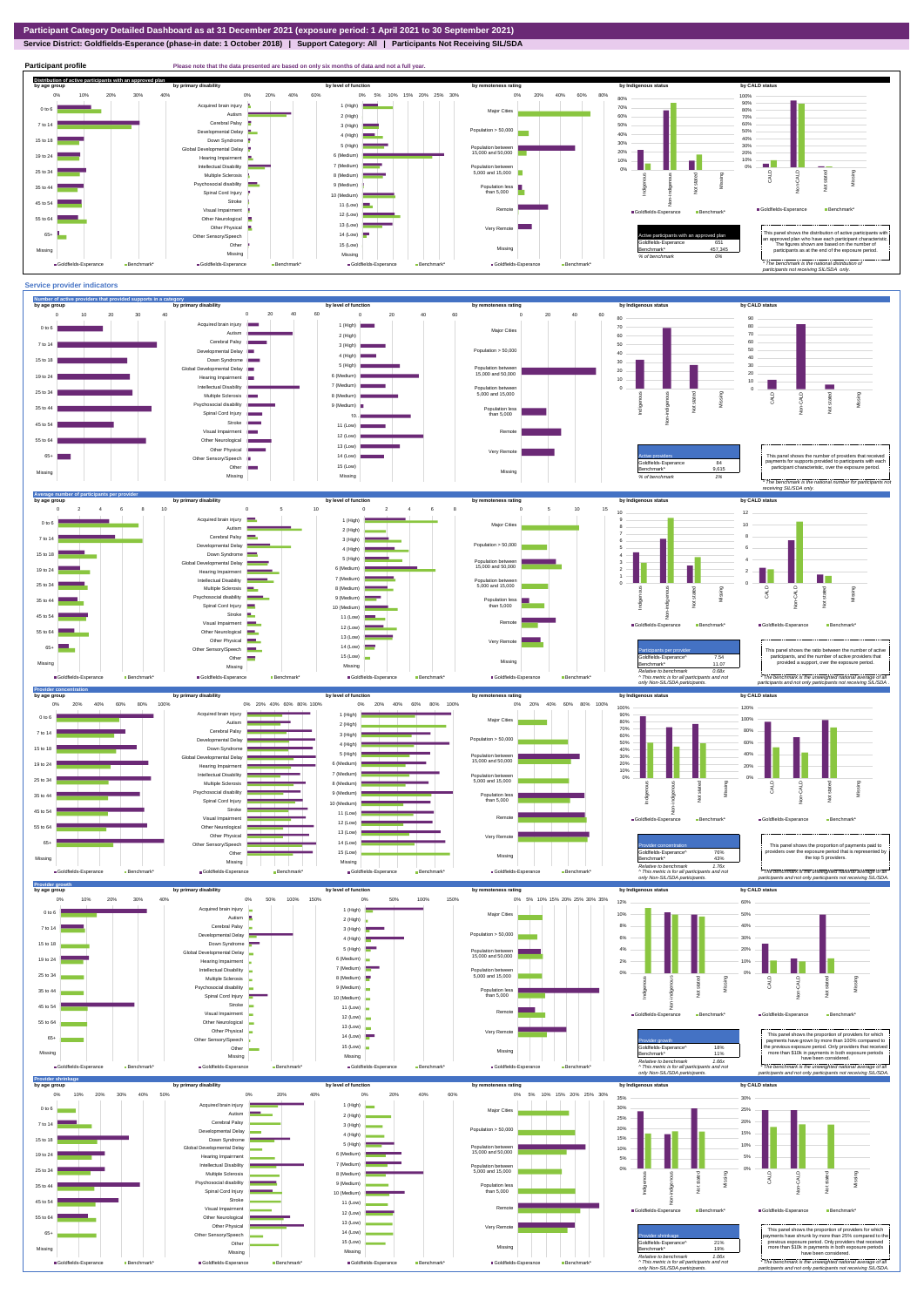# Participant Category Detailed Dashboard as at 31 December 2021 (exposure period: 1 April 2021 to 30 September 2021)

**Service District: Goldfields-Esperance (phase-in date: 1 October 2018) | Support Category: All | Participants Not Receiving SIL/SDA**

## Participant profile

Please note that the data presented are based on only six months of data and not a full year.

### Distribution of active participants with an approved plan

| Active participants with an approved plan | |
|---|---|
| Goldfields-Esperance | 651 |
| Benchmark* | 457,345 |
| % of benchmark | 0% |

This panel shows the distribution of active participants with an approved plan who have each participant characteristic. The figures shown are based on the number of participants as at the end of the exposure period.

\* The benchmark is the national distribution of participants not receiving SIL/SDA only.

## Service provider indicators

### Number of active providers that provided supports in a category

| Active providers | |
|---|---|
| Goldfields-Esperance | 84 |
| Benchmark* | 9,615 |
| % of benchmark | 1% |

This panel shows the number of providers that received payments for supports provided to participants with each participant characteristic, over the exposure period.

\* The benchmark is the national number for participants not receiving SIL/SDA only.

### Average number of participants per provider

| Participants per provider | |
|---|---|
| Goldfields-Esperance^ | 7.54 |
| Benchmark^ | 11.07 |
| Relative to benchmark | 0.68x |

^ This metric is for all participants and not only Non-SIL/SDA participants.

This panel shows the ratio between the number of active participants, and the number of active providers that provided a support, over the exposure period.

\* The benchmark is the unweighted national average of all participants and not only participants not receiving SIL/SDA.

### Provider concentration

| Provider concentration | |
|---|---|
| Goldfields-Esperance^ | 76% |
| Benchmark^ | 43% |
| Relative to benchmark | 1.76x |

^ This metric is for all participants and not only Non-SIL/SDA participants.

This panel shows the proportion of payments paid to providers over the exposure period that is represented by the top 5 providers.

\* The benchmark is the unweighted national average of all participants and not only participants not receiving SIL/SDA.

### Provider growth

| Provider growth | |
|---|---|
| Goldfields-Esperance^ | 18% |
| Benchmark^ | 11% |
| Relative to benchmark | 1.66x |

^ This metric is for all participants and not only Non-SIL/SDA participants.

This panel shows the proportion of providers for which payments have grown by more than 100% compared to the previous exposure period. Only providers that received more than $10k in payments in both exposure periods have been considered.

\* The benchmark is the unweighted national average of all participants and not only participants not receiving SIL/SDA.

### Provider shrinkage

| Provider shrinkage | |
|---|---|
| Goldfields-Esperance^ | 21% |
| Benchmark^ | 19% |
| Relative to benchmark | 1.06x |

^ This metric is for all participants and not only Non-SIL/SDA participants.

This panel shows the proportion of providers for which payments have shrunk by more than 25% compared to the previous exposure period. Only providers that received more than $10k in payments in both exposure periods have been considered.

\* The benchmark is the unweighted national average of all participants and not only participants not receiving SIL/SDA.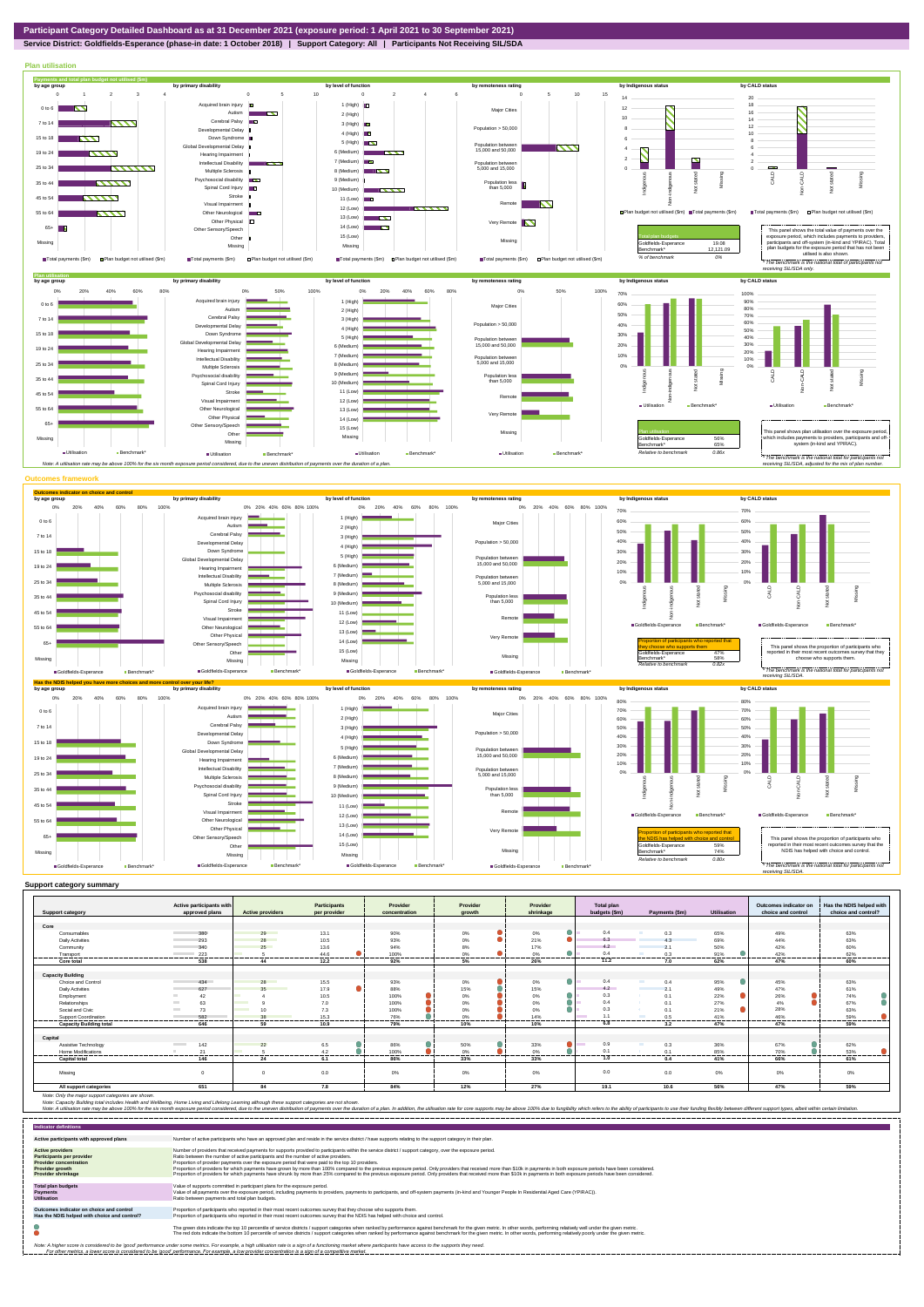**Participant Category Detailed Dashboard as at 31 December 2021 (exposure period: 1 April 2021 to 30 September 2021)**

**Service District: Goldfields-Esperance (phase-in date: 1 October 2018) | Support Category: All | Participants Not Receiving SIL/SDA**

## Plan utilisation

Payments and total plan budget not utilised ($m)

by age group | by primary disability | by level of function | by remoteness rating | by Indigenous status | by CALD status

Total payments ($m) | Plan budget not utilised ($m)

| Total plan budgets | |
|---|---|
| Goldfields-Esperance | 19.08 |
| Benchmark* | 12,121.09 |
| % of benchmark | 0% |

This panel shows the total value of payments over the exposure period, which includes payments to providers, participants and off-system (in-kind and YPIRAC). Total plan budgets for the exposure period that has not been utilised is also shown.

*The benchmark is the national total for participants not receiving SIL/SDA only.

Plan utilisation

Utilisation | Benchmark*

| Plan utilisation | |
|---|---|
| Goldfields-Esperance | 56% |
| Benchmark* | 65% |
| Relative to benchmark | 0.86x |

This panel shows plan utilisation over the exposure period, which includes payments to providers, participants and off-system (in-kind and YPIRAC).

*The benchmark is the national total for participants not receiving SIL/SDA, adjusted for the mix of plan number.

Note: A utilisation rate may be above 100% for the six month exposure period considered, due to the uneven distribution of payments over the duration of a plan.

## Outcomes framework

Outcomes indicator on choice and control

Goldfields-Esperance | Benchmark*

| Proportion of participants who reported that they choose who supports them | |
|---|---|
| Goldfields-Esperance | 47% |
| Benchmark* | 58% |
| Relative to benchmark | 0.82x |

This panel shows the proportion of participants who reported in their most recent outcomes survey that they choose who supports them.

*The benchmark is the national total for participants not receiving SIL/SDA.

Has the NDIS helped you have more choices and more control over your life?

| Proportion of participants who reported that the NDIS has helped with choice and control | |
|---|---|
| Goldfields-Esperance | 59% |
| Benchmark* | 74% |
| Relative to benchmark | 0.80x |

This panel shows the proportion of participants who reported in their most recent outcomes survey that the NDIS has helped with choice and control.

*The benchmark is the national total for participants not receiving SIL/SDA.

## Support category summary

| Support category | Active participants with approved plans | Active providers | Participants per provider | Provider concentration | Provider growth | Provider shrinkage | Total plan budgets ($m) | Payments ($m) | Utilisation | Outcomes indicator on choice and control | Has the NDIS helped with choice and control? |
|---|---|---|---|---|---|---|---|---|---|---|---|
| **Core** | | | | | | | | | | | |
| Consumables | 380 | 29 | 13.1 | 90% | 0% | 0% | 0.4 | 0.3 | 65% | 49% | 63% |
| Daily Activities | 293 | 28 | 10.5 | 93% | 0% | 21% | 6.3 | 4.3 | 69% | 44% | 63% |
| Community | 340 | 25 | 13.6 | 94% | 8% | 17% | 4.2 | 2.1 | 50% | 42% | 60% |
| Transport | 223 | 5 | 44.6 | 100% | 0% | 0% | 0.4 | 0.3 | 91% | 42% | 62% |
| **Core total** | **538** | **44** | **12.2** | **92%** | **5%** | **26%** | **11.2** | **7.0** | **62%** | **47%** | **60%** |
| **Capacity Building** | | | | | | | | | | | |
| Choice and Control | 434 | 28 | 15.5 | 93% | 0% | 0% | 0.4 | 0.4 | 95% | 45% | 63% |
| Daily Activities | 627 | 35 | 17.9 | 88% | 15% | 15% | 4.2 | 2.1 | 49% | 47% | 61% |
| Employment | 42 | 4 | 10.5 | 100% | 0% | 0% | 0.3 | 0.1 | 22% | 26% | 74% |
| Relationships | 63 | 9 | 7.0 | 100% | 0% | 0% | 0.4 | 0.1 | 27% | 4% | 67% |
| Social and Civic | 73 | 10 | 7.3 | 100% | 0% | 0% | 0.3 | 0.1 | 21% | 28% | 63% |
| Support Coordination | 582 | 38 | 15.3 | 78% | 0% | 14% | 1.1 | 0.5 | 41% | 46% | 59% |
| **Capacity Building total** | **646** | **59** | **10.9** | **75%** | **10%** | **10%** | **6.8** | **3.2** | **47%** | **47%** | **59%** |
| **Capital** | | | | | | | | | | | |
| Assistive Technology | 142 | 22 | 6.5 | 86% | 50% | 33% | 0.9 | 0.3 | 36% | 67% | 62% |
| Home Modifications | 21 | 5 | 4.2 | 100% | 0% | 0% | 0.1 | 0.1 | 85% | 70% | 53% |
| **Capital total** | **146** | **24** | **6.1** | **86%** | **33%** | **33%** | **1.0** | **0.4** | **41%** | **66%** | **61%** |
| Missing | 0 | 0 | 0.0 | 0% | 0% | 0% | 0.0 | 0.0 | 0% | 0% | 0% |
| **All support categories** | **651** | **84** | **7.8** | **84%** | **12%** | **27%** | **19.1** | **10.6** | **56%** | **47%** | **59%** |

Note: Only the major support categories are shown.

Note: Capacity Building total includes Health and Wellbeing, Home Living and Lifelong Learning although these support categories are not shown.

Note: A utilisation rate may be above 100% for the six month exposure period considered, due to the uneven distribution of payments over the duration of a plan. In addition, the utilisation rate for core supports may be above 100% due to fungibility which refers to the ability of participants to use their funding flexibly between different support types, albeit within certain limitation.

## Indicator definitions

| | |
|---|---|
| **Active participants with approved plans** | Number of active participants who have an approved plan and reside in the service district / have supports relating to the support category in their plan. |
| **Active providers** | Number of providers that received payments for supports provided to participants within the service district / support category, over the exposure period. |
| **Participants per provider** | Ratio between the number of active participants and the number of active providers. |
| **Provider concentration** | Proportion of provider payments over the exposure period that were paid to the top 10 providers. |
| **Provider growth** | Proportion of providers for which payments have grown by more than 100% compared to the previous exposure period. Only providers that received more than $10k in payments in both exposure periods have been considered. |
| **Provider shrinkage** | Proportion of providers for which payments have shrunk by more than 25% compared to the previous exposure period. Only providers that received more than $10k in payments in both exposure periods have been considered. |
| **Total plan budgets** | Value of supports committed in participant plans for the exposure period. |
| **Payments** | Value of all payments over the exposure period, including payments to providers, payments to participants, and off-system payments (in-kind and Younger People In Residential Aged Care (YPIRAC)). |
| **Utilisation** | Ratio between payments and total plan budgets. |
| **Outcomes indicator on choice and control** | Proportion of participants who reported in their most recent outcomes survey that they choose who supports them. |
| **Has the NDIS helped with choice and control?** | Proportion of participants who reported in their most recent outcomes survey that the NDIS has helped with choice and control. |

The green dots indicate the top 10 percentile of service districts / support categories when ranked by performance against benchmark for the given metric. In other words, performing relatively well under the given metric.

The red dots indicate the bottom 10 percentile of service districts / support categories when ranked by performance against benchmark for the given metric. In other words, performing relatively poorly under the given metric.

Note: A higher score is considered to be 'good' performance under some metrics. For example, a high utilisation rate is a sign of a functioning market where participants have access to the supports they need.
For other metrics, a lower score is considered to be 'good' performance. For example, a low provider concentration is a sign of a competitive market.